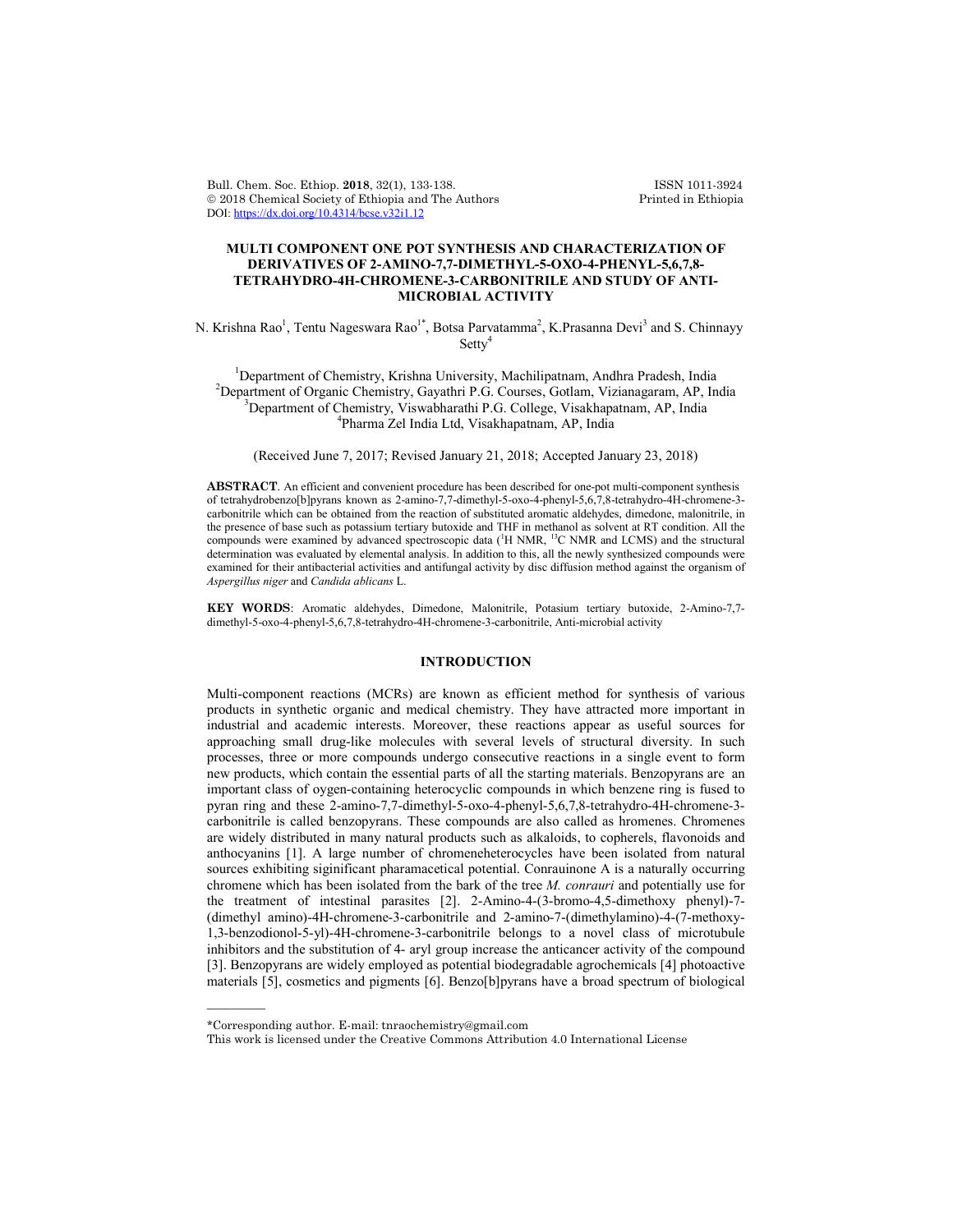# MULTI COMPONENT ONE POT SYNTHESIS AND CHARACTERIZATION OF DERIVATIVES OF 2-AMINO-7,7-DIMETHYL-5-OXO-4-PHENYL-5,6,7,8-TETRAHYDRO-4H-CHROMENE-3-CARBONITRILE AND STUDY OF ANTI-MICROBIAL ACTIVITY

N. Krishna Rao[1], Tentu Nageswara Rao[1*], Botsa Parvatamma[2], K.Prasanna Devi[3] and S. Chinnayy Setty[4]

[1]Department of Chemistry, Krishna University, Machilipatnam, Andhra Pradesh, India
[2]Department of Organic Chemistry, Gayathri P.G. Courses, Gotlam, Vizianagaram, AP, India
[3]Department of Chemistry, Viswabharathi P.G. College, Visakhapatnam, AP, India
[4]Pharma Zel India Ltd, Visakhapatnam, AP, India

(Received June 7, 2017; Revised January 21, 2018; Accepted January 23, 2018)

**ABSTRACT**. An efficient and convenient procedure has been described for one-pot multi-component synthesis of tetrahydrobenzo[b]pyrans known as 2-amino-7,7-dimethyl-5-oxo-4-phenyl-5,6,7,8-tetrahydro-4H-chromene-3-carbonitrile which can be obtained from the reaction of substituted aromatic aldehydes, dimedone, malonitrile, in the presence of base such as potassium tertiary butoxide and THF in methanol as solvent at RT condition. All the compounds were examined by advanced spectroscopic data ($^1$H NMR, $^{13}$C NMR and LCMS) and the structural determination was evaluated by elemental analysis. In addition to this, all the newly synthesized compounds were examined for their antibacterial activities and antifungal activity by disc diffusion method against the organism of *Aspergillus niger* and *Candida ablicans* L.

**KEY WORDS**: Aromatic aldehydes, Dimedone, Malonitrile, Potasium tertiary butoxide, 2-Amino-7,7-dimethyl-5-oxo-4-phenyl-5,6,7,8-tetrahydro-4H-chromene-3-carbonitrile, Anti-microbial activity

## INTRODUCTION

Multi-component reactions (MCRs) are known as efficient method for synthesis of various products in synthetic organic and medical chemistry. They have attracted more important in industrial and academic interests. Moreover, these reactions appear as useful sources for approaching small drug-like molecules with several levels of structural diversity. In such processes, three or more compounds undergo consecutive reactions in a single event to form new products, which contain the essential parts of all the starting materials. Benzopyrans are an important class of oygen-containing heterocyclic compounds in which benzene ring is fused to pyran ring and these 2-amino-7,7-dimethyl-5-oxo-4-phenyl-5,6,7,8-tetrahydro-4H-chromene-3-carbonitrile is called benzopyrans. These compounds are also called as hromenes. Chromenes are widely distributed in many natural products such as alkaloids, to copherels, flavonoids and anthocyanins [1]. A large number of chromeneheterocycles have been isolated from natural sources exhibiting siginificant pharamacetical potential. Conrauinone A is a naturally occurring chromene which has been isolated from the bark of the tree *M. conrauri* and potentially use for the treatment of intestinal parasites [2]. 2-Amino-4-(3-bromo-4,5-dimethoxy phenyl)-7-(dimethyl amino)-4H-chromene-3-carbonitrile and 2-amino-7-(dimethylamino)-4-(7-methoxy-1,3-benzodionol-5-yl)-4H-chromene-3-carbonitrile belongs to a novel class of microtubule inhibitors and the substitution of 4- aryl group increase the anticancer activity of the compound [3]. Benzopyrans are widely employed as potential biodegradable agrochemicals [4] photoactive materials [5], cosmetics and pigments [6]. Benzo[b]pyrans have a broad spectrum of biological

---

*Corresponding author. E-mail: tnraochemistry@gmail.com
This work is licensed under the Creative Commons Attribution 4.0 International License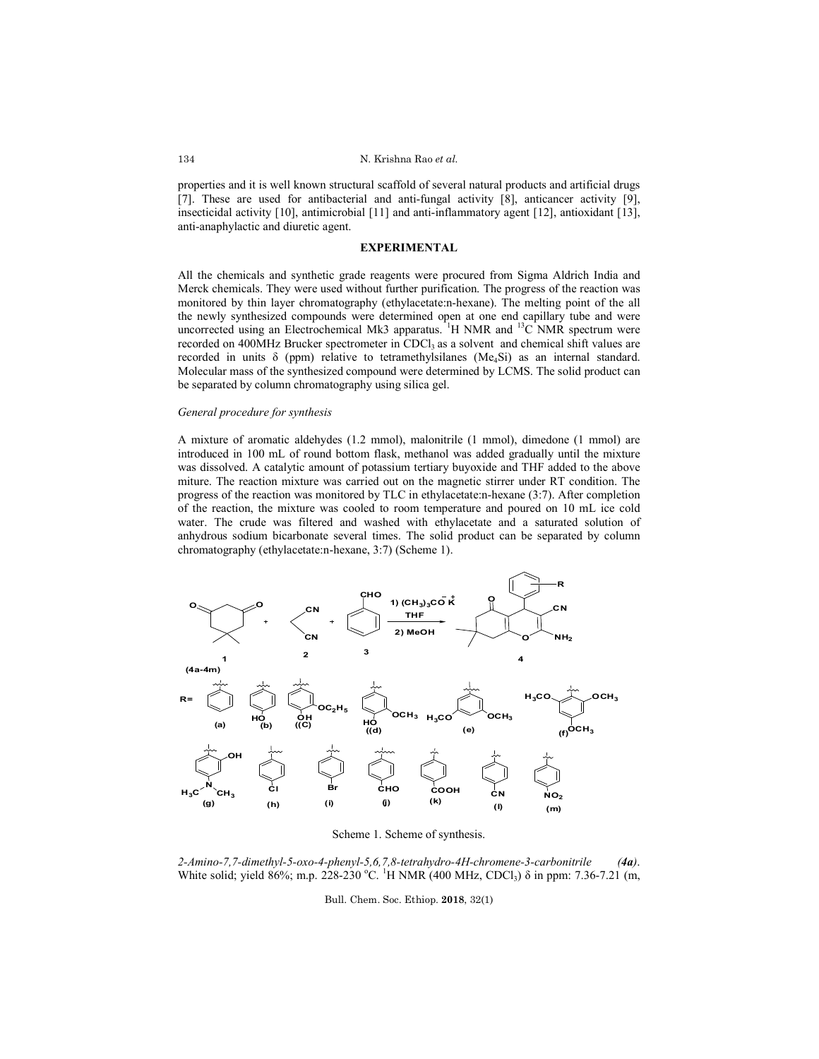properties and it is well known structural scaffold of several natural products and artificial drugs [7]. These are used for antibacterial and anti-fungal activity [8], anticancer activity [9], insecticidal activity [10], antimicrobial [11] and anti-inflammatory agent [12], antioxidant [13], anti-anaphylactic and diuretic agent.

## EXPERIMENTAL

All the chemicals and synthetic grade reagents were procured from Sigma Aldrich India and Merck chemicals. They were used without further purification. The progress of the reaction was monitored by thin layer chromatography (ethylacetate:n-hexane). The melting point of the all the newly synthesized compounds were determined open at one end capillary tube and were uncorrected using an Electrochemical Mk3 apparatus. $^1$H NMR and $^{13}$C NMR spectrum were recorded on 400MHz Brucker spectrometer in $CDCl_3$ as a solvent and chemical shift values are recorded in units δ (ppm) relative to tetramethylsilanes ($Me_4Si$) as an internal standard. Molecular mass of the synthesized compound were determined by LCMS. The solid product can be separated by column chromatography using silica gel.

### *General procedure for synthesis*

A mixture of aromatic aldehydes (1.2 mmol), malonitrile (1 mmol), dimedone (1 mmol) are introduced in 100 mL of round bottom flask, methanol was added gradually until the mixture was dissolved. A catalytic amount of potassium tertiary buyoxide and THF added to the above miture. The reaction mixture was carried out on the magnetic stirrer under RT condition. The progress of the reaction was monitored by TLC in ethylacetate:n-hexane (3:7). After completion of the reaction, the mixture was cooled to room temperature and poured on 10 mL ice cold water. The crude was filtered and washed with ethylacetate and a saturated solution of anhydrous sodium bicarbonate several times. The solid product can be separated by column chromatography (ethylacetate:n-hexane, 3:7) (Scheme 1).

Scheme 1. Scheme of synthesis.

*2-Amino-7,7-dimethyl-5-oxo-4-phenyl-5,6,7,8-tetrahydro-4H-chromene-3-carbonitrile* ***(4a)***. White solid; yield 86%; m.p. 228-230 °C. $^1$H NMR (400 MHz, $CDCl_3$) δ in ppm: 7.36-7.21 (m,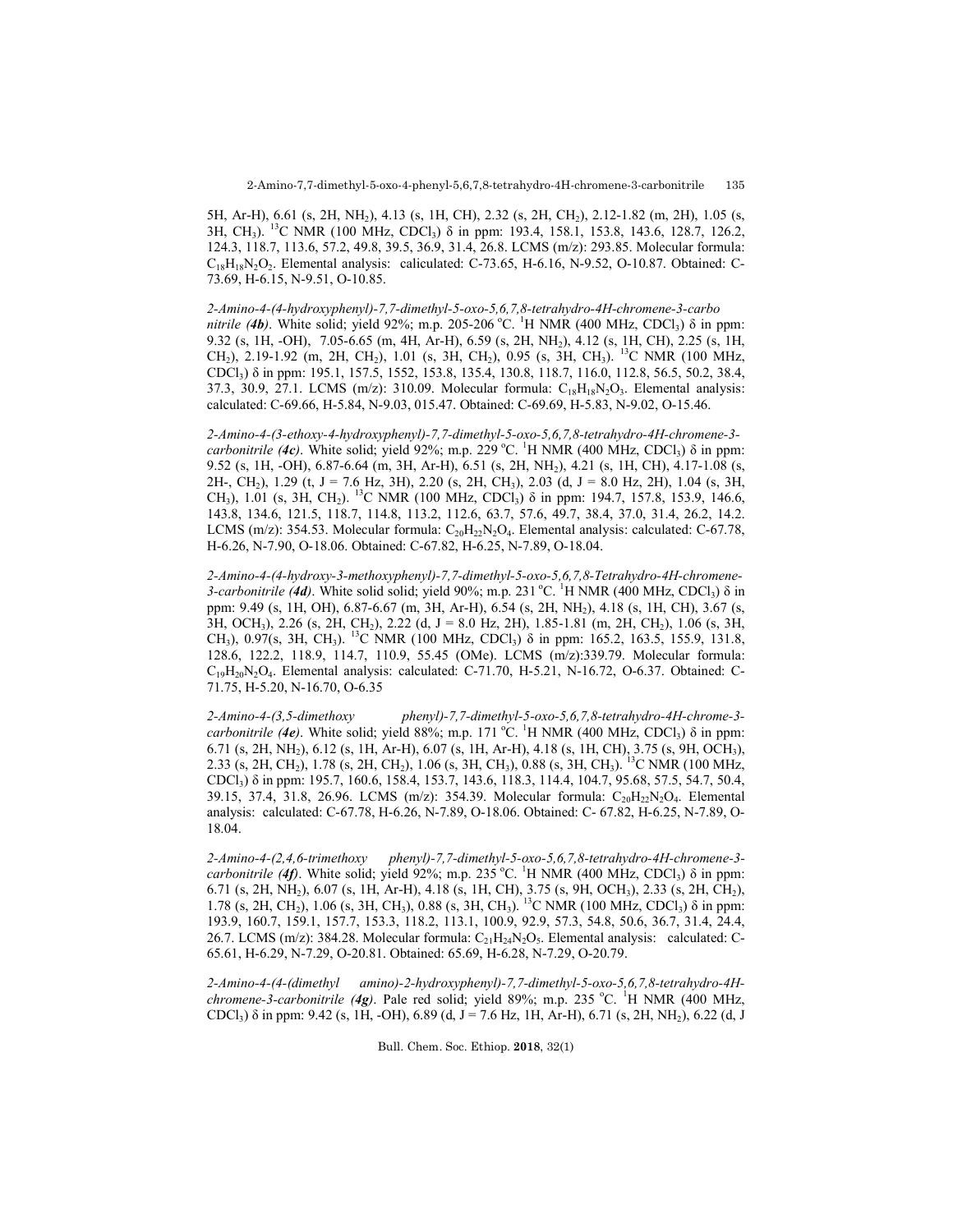5H, Ar-H), 6.61 (s, 2H, $NH_2$), 4.13 (s, 1H, CH), 2.32 (s, 2H, $CH_2$), 2.12-1.82 (m, 2H), 1.05 (s, 3H, $CH_3$). $^{13}C$ NMR (100 MHz, $CDCl_3$) δ in ppm: 193.4, 158.1, 153.8, 143.6, 128.7, 126.2, 124.3, 118.7, 113.6, 57.2, 49.8, 39.5, 36.9, 31.4, 26.8. LCMS (m/z): 293.85. Molecular formula: $C_{18}H_{18}N_2O_2$. Elemental analysis: calicualted: C-73.65, H-6.16, N-9.52, O-10.87. Obtained: C-73.69, H-6.15, N-9.51, O-10.85.

*2-Amino-4-(4-hydroxyphenyl)-7,7-dimethyl-5-oxo-5,6,7,8-tetrahydro-4H-chromene-3-carbo nitrile (**4b**)*. White solid; yield 92%; m.p. 205-206 °C. $^1H$ NMR (400 MHz, $CDCl_3$) δ in ppm: 9.32 (s, 1H, -OH), 7.05-6.65 (m, 4H, Ar-H), 6.59 (s, 2H, $NH_2$), 4.12 (s, 1H, CH), 2.25 (s, 1H, $CH_2$), 2.19-1.92 (m, 2H, $CH_2$), 1.01 (s, 3H, $CH_2$), 0.95 (s, 3H, $CH_3$). $^{13}C$ NMR (100 MHz, $CDCl_3$) δ in ppm: 195.1, 157.5, 1552, 153.8, 135.4, 130.8, 118.7, 116.0, 112.8, 56.5, 50.2, 38.4, 37.3, 30.9, 27.1. LCMS (m/z): 310.09. Molecular formula: $C_{18}H_{18}N_2O_3$. Elemental analysis: calculated: C-69.66, H-5.84, N-9.03, 015.47. Obtained: C-69.69, H-5.83, N-9.02, O-15.46.

*2-Amino-4-(3-ethoxy-4-hydroxyphenyl)-7,7-dimethyl-5-oxo-5,6,7,8-tetrahydro-4H-chromene-3-carbonitrile (**4c**)*. White solid; yield 92%; m.p. 229 °C. $^1H$ NMR (400 MHz, $CDCl_3$) δ in ppm: 9.52 (s, 1H, -OH), 6.87-6.64 (m, 3H, Ar-H), 6.51 (s, 2H, $NH_2$), 4.21 (s, 1H, CH), 4.17-1.08 (s, 2H-, $CH_2$), 1.29 (t, J = 7.6 Hz, 3H), 2.20 (s, 2H, $CH_3$), 2.03 (d, J = 8.0 Hz, 2H), 1.04 (s, 3H, $CH_3$), 1.01 (s, 3H, $CH_2$). $^{13}C$ NMR (100 MHz, $CDCl_3$) δ in ppm: 194.7, 157.8, 153.9, 146.6, 143.8, 134.6, 121.5, 118.7, 114.8, 113.2, 112.6, 63.7, 57.6, 49.7, 38.4, 37.0, 31.4, 26.2, 14.2. LCMS (m/z): 354.53. Molecular formula: $C_{20}H_{22}N_2O_4$. Elemental analysis: calculated: C-67.78, H-6.26, N-7.90, O-18.06. Obtained: C-67.82, H-6.25, N-7.89, O-18.04.

*2-Amino-4-(4-hydroxy-3-methoxyphenyl)-7,7-dimethyl-5-oxo-5,6,7,8-Tetrahydro-4H-chromene-3-carbonitrile (**4d**)*. White solid solid; yield 90%; m.p. 231 °C. $^1H$ NMR (400 MHz, $CDCl_3$) δ in ppm: 9.49 (s, 1H, OH), 6.87-6.67 (m, 3H, Ar-H), 6.54 (s, 2H, $NH_2$), 4.18 (s, 1H, CH), 3.67 (s, 3H, $OCH_3$), 2.26 (s, 2H, $CH_2$), 2.22 (d, J = 8.0 Hz, 2H), 1.85-1.81 (m, 2H, $CH_2$), 1.06 (s, 3H, $CH_3$), 0.97(s, 3H, $CH_3$). $^{13}C$ NMR (100 MHz, $CDCl_3$) δ in ppm: 165.2, 163.5, 155.9, 131.8, 128.6, 122.2, 118.9, 114.7, 110.9, 55.45 (OMe). LCMS (m/z):339.79. Molecular formula: $C_{19}H_{20}N_2O_4$. Elemental analysis: calculated: C-71.70, H-5.21, N-16.72, O-6.37. Obtained: C-71.75, H-5.20, N-16.70, O-6.35

*2-Amino-4-(3,5-dimethoxy phenyl)-7,7-dimethyl-5-oxo-5,6,7,8-tetrahydro-4H-chrome-3-carbonitrile (**4e**)*. White solid; yield 88%; m.p. 171 °C. $^1H$ NMR (400 MHz, $CDCl_3$) δ in ppm: 6.71 (s, 2H, $NH_2$), 6.12 (s, 1H, Ar-H), 6.07 (s, 1H, Ar-H), 4.18 (s, 1H, CH), 3.75 (s, 9H, $OCH_3$), 2.33 (s, 2H, $CH_2$), 1.78 (s, 2H, $CH_2$), 1.06 (s, 3H, $CH_3$), 0.88 (s, 3H, $CH_3$). $^{13}C$ NMR (100 MHz, $CDCl_3$) δ in ppm: 195.7, 160.6, 158.4, 153.7, 143.6, 118.3, 114.4, 104.7, 95.68, 57.5, 54.7, 50.4, 39.15, 37.4, 31.8, 26.96. LCMS (m/z): 354.39. Molecular formula: $C_{20}H_{22}N_2O_4$. Elemental analysis: calculated: C-67.78, H-6.26, N-7.89, O-18.06. Obtained: C- 67.82, H-6.25, N-7.89, O-18.04.

*2-Amino-4-(2,4,6-trimethoxy phenyl)-7,7-dimethyl-5-oxo-5,6,7,8-tetrahydro-4H-chromene-3-carbonitrile (**4f**)*. White solid; yield 92%; m.p. 235 °C. $^1H$ NMR (400 MHz, $CDCl_3$) δ in ppm: 6.71 (s, 2H, $NH_2$), 6.07 (s, 1H, Ar-H), 4.18 (s, 1H, CH), 3.75 (s, 9H, $OCH_3$), 2.33 (s, 2H, $CH_2$), 1.78 (s, 2H, $CH_2$), 1.06 (s, 3H, $CH_3$), 0.88 (s, 3H, $CH_3$). $^{13}C$ NMR (100 MHz, $CDCl_3$) δ in ppm: 193.9, 160.7, 159.1, 157.7, 153.3, 118.2, 113.1, 100.9, 92.9, 57.3, 54.8, 50.6, 36.7, 31.4, 24.4, 26.7. LCMS (m/z): 384.28. Molecular formula: $C_{21}H_{24}N_2O_5$. Elemental analysis: calculated: C-65.61, H-6.29, N-7.29, O-20.81. Obtained: 65.69, H-6.28, N-7.29, O-20.79.

*2-Amino-4-(4-(dimethyl amino)-2-hydroxyphenyl)-7,7-dimethyl-5-oxo-5,6,7,8-tetrahydro-4H-chromene-3-carbonitrile (**4g**)*. Pale red solid; yield 89%; m.p. 235 °C. $^1H$ NMR (400 MHz, $CDCl_3$) δ in ppm: 9.42 (s, 1H, -OH), 6.89 (d, J = 7.6 Hz, 1H, Ar-H), 6.71 (s, 2H, $NH_2$), 6.22 (d, J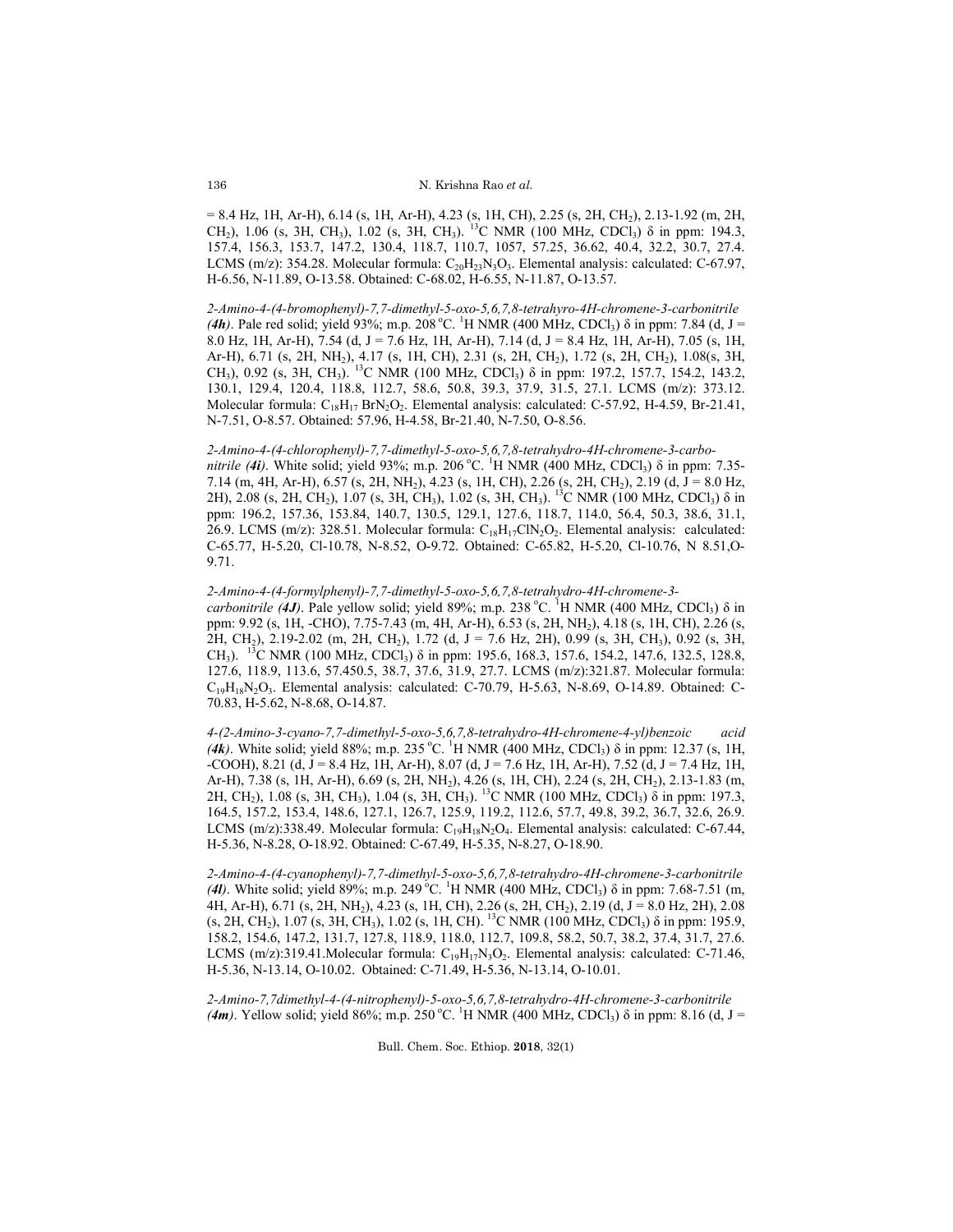= 8.4 Hz, 1H, Ar-H), 6.14 (s, 1H, Ar-H), 4.23 (s, 1H, CH), 2.25 (s, 2H, $CH_2$), 2.13-1.92 (m, 2H, $CH_2$), 1.06 (s, 3H, $CH_3$), 1.02 (s, 3H, $CH_3$). $^{13}$C NMR (100 MHz, $CDCl_3$) δ in ppm: 194.3, 157.4, 156.3, 153.7, 147.2, 130.4, 118.7, 110.7, 1057, 57.25, 36.62, 40.4, 32.2, 30.7, 27.4. LCMS (m/z): 354.28. Molecular formula: $C_{20}H_{23}N_3O_3$. Elemental analysis: calculated: C-67.97, H-6.56, N-11.89, O-13.58. Obtained: C-68.02, H-6.55, N-11.87, O-13.57.

*2-Amino-4-(4-bromophenyl)-7,7-dimethyl-5-oxo-5,6,7,8-tetrahyro-4H-chromene-3-carbonitrile* ***(4h)***. Pale red solid; yield 93%; m.p. 208 °C. $^1$H NMR (400 MHz, $CDCl_3$) δ in ppm: 7.84 (d, J = 8.0 Hz, 1H, Ar-H), 7.54 (d, J = 7.6 Hz, 1H, Ar-H), 7.14 (d, J = 8.4 Hz, 1H, Ar-H), 7.05 (s, 1H, Ar-H), 6.71 (s, 2H, $NH_2$), 4.17 (s, 1H, CH), 2.31 (s, 2H, $CH_2$), 1.72 (s, 2H, $CH_2$), 1.08(s, 3H, $CH_3$), 0.92 (s, 3H, $CH_3$). $^{13}$C NMR (100 MHz, $CDCl_3$) δ in ppm: 197.2, 157.7, 154.2, 143.2, 130.1, 129.4, 120.4, 118.8, 112.7, 58.6, 50.8, 39.3, 37.9, 31.5, 27.1. LCMS (m/z): 373.12. Molecular formula: $C_{18}H_{17}BrN_2O_2$. Elemental analysis: calculated: C-57.92, H-4.59, Br-21.41, N-7.51, O-8.57. Obtained: 57.96, H-4.58, Br-21.40, N-7.50, O-8.56.

*2-Amino-4-(4-chlorophenyl)-7,7-dimethyl-5-oxo-5,6,7,8-tetrahydro-4H-chromene-3-carbonitrile* ***(4i)***. White solid; yield 93%; m.p. 206 °C. $^1$H NMR (400 MHz, $CDCl_3$) δ in ppm: 7.35-7.14 (m, 4H, Ar-H), 6.57 (s, 2H, $NH_2$), 4.23 (s, 1H, CH), 2.26 (s, 2H, $CH_2$), 2.19 (d, J = 8.0 Hz, 2H), 2.08 (s, 2H, $CH_2$), 1.07 (s, 3H, $CH_3$), 1.02 (s, 3H, $CH_3$). $^{13}$C NMR (100 MHz, $CDCl_3$) δ in ppm: 196.2, 157.36, 153.84, 140.7, 130.5, 129.1, 127.6, 118.7, 114.0, 56.4, 50.3, 38.6, 31.1, 26.9. LCMS (m/z): 328.51. Molecular formula: $C_{18}H_{17}ClN_2O_2$. Elemental analysis: calculated: C-65.77, H-5.20, Cl-10.78, N-8.52, O-9.72. Obtained: C-65.82, H-5.20, Cl-10.76, N 8.51,O-9.71.

*2-Amino-4-(4-formylphenyl)-7,7-dimethyl-5-oxo-5,6,7,8-tetrahydro-4H-chromene-3-carbonitrile* ***(4J)***. Pale yellow solid; yield 89%; m.p. 238 °C. $^1$H NMR (400 MHz, $CDCl_3$) δ in ppm: 9.92 (s, 1H, -CHO), 7.75-7.43 (m, 4H, Ar-H), 6.53 (s, 2H, $NH_2$), 4.18 (s, 1H, CH), 2.26 (s, 2H, $CH_2$), 2.19-2.02 (m, 2H, $CH_2$), 1.72 (d, J = 7.6 Hz, 2H), 0.99 (s, 3H, $CH_3$), 0.92 (s, 3H, $CH_3$). $^{13}$C NMR (100 MHz, $CDCl_3$) δ in ppm: 195.6, 168.3, 157.6, 154.2, 147.6, 132.5, 128.8, 127.6, 118.9, 113.6, 57.450.5, 38.7, 37.6, 31.9, 27.7. LCMS (m/z):321.87. Molecular formula: $C_{19}H_{18}N_2O_3$. Elemental analysis: calculated: C-70.79, H-5.63, N-8.69, O-14.89. Obtained: C-70.83, H-5.62, N-8.68, O-14.87.

*4-(2-Amino-3-cyano-7,7-dimethyl-5-oxo-5,6,7,8-tetrahydro-4H-chromene-4-yl)benzoic acid* ***(4k)***. White solid; yield 88%; m.p. 235 °C. $^1$H NMR (400 MHz, $CDCl_3$) δ in ppm: 12.37 (s, 1H, -COOH), 8.21 (d, J = 8.4 Hz, 1H, Ar-H), 8.07 (d, J = 7.6 Hz, 1H, Ar-H), 7.52 (d, J = 7.4 Hz, 1H, Ar-H), 7.38 (s, 1H, Ar-H), 6.69 (s, 2H, $NH_2$), 4.26 (s, 1H, CH), 2.24 (s, 2H, $CH_2$), 2.13-1.83 (m, 2H, $CH_2$), 1.08 (s, 3H, $CH_3$), 1.04 (s, 3H, $CH_3$). $^{13}$C NMR (100 MHz, $CDCl_3$) δ in ppm: 197.3, 164.5, 157.2, 153.4, 148.6, 127.1, 126.7, 125.9, 119.2, 112.6, 57.7, 49.8, 39.2, 36.7, 32.6, 26.9. LCMS (m/z):338.49. Molecular formula: $C_{19}H_{18}N_2O_4$. Elemental analysis: calculated: C-67.44, H-5.36, N-8.28, O-18.92. Obtained: C-67.49, H-5.35, N-8.27, O-18.90.

*2-Amino-4-(4-cyanophenyl)-7,7-dimethyl-5-oxo-5,6,7,8-tetrahydro-4H-chromene-3-carbonitrile* ***(4l)***. White solid; yield 89%; m.p. 249 °C. $^1$H NMR (400 MHz, $CDCl_3$) δ in ppm: 7.68-7.51 (m, 4H, Ar-H), 6.71 (s, 2H, $NH_2$), 4.23 (s, 1H, CH), 2.26 (s, 2H, $CH_2$), 2.19 (d, J = 8.0 Hz, 2H), 2.08 (s, 2H, $CH_2$), 1.07 (s, 3H, $CH_3$), 1.02 (s, 1H, CH). $^{13}$C NMR (100 MHz, $CDCl_3$) δ in ppm: 195.9, 158.2, 154.6, 147.2, 131.7, 127.8, 118.9, 118.0, 112.7, 109.8, 58.2, 50.7, 38.2, 37.4, 31.7, 27.6. LCMS (m/z):319.41.Molecular formula: $C_{19}H_{17}N_3O_2$. Elemental analysis: calculated: C-71.46, H-5.36, N-13.14, O-10.02. Obtained: C-71.49, H-5.36, N-13.14, O-10.01.

*2-Amino-7,7dimethyl-4-(4-nitrophenyl)-5-oxo-5,6,7,8-tetrahydro-4H-chromene-3-carbonitrile* ***(4m)***. Yellow solid; yield 86%; m.p. 250 °C. $^1$H NMR (400 MHz, $CDCl_3$) δ in ppm: 8.16 (d, J =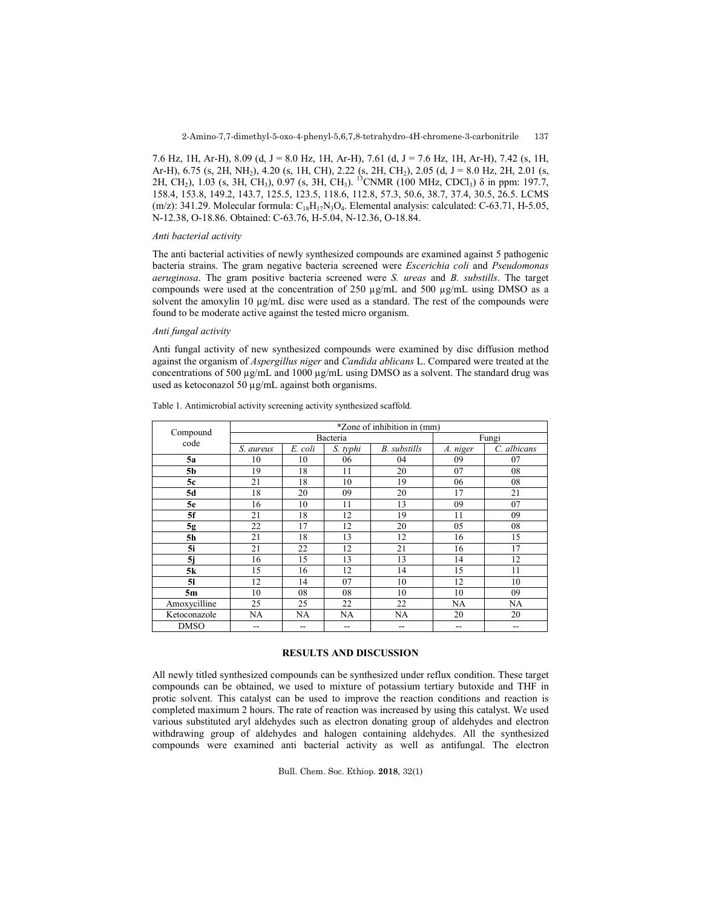7.6 Hz, 1H, Ar-H), 8.09 (d, J = 8.0 Hz, 1H, Ar-H), 7.61 (d, J = 7.6 Hz, 1H, Ar-H), 7.42 (s, 1H, Ar-H), 6.75 (s, 2H, $NH_2$), 4.20 (s, 1H, CH), 2.22 (s, 2H, $CH_2$), 2.05 (d, J = 8.0 Hz, 2H, 2.01 (s, 2H, $CH_2$), 1.03 (s, 3H, $CH_3$), 0.97 (s, 3H, $CH_3$). $^{13}$CNMR (100 MHz, $CDCl_3$) δ in ppm: 197.7, 158.4, 153.8, 149.2, 143.7, 125.5, 123.5, 118.6, 112.8, 57.3, 50.6, 38.7, 37.4, 30.5, 26.5. LCMS (m/z): 341.29. Molecular formula: $C_{18}H_{17}N_3O_4$. Elemental analysis: calculated: C-63.71, H-5.05, N-12.38, O-18.86. Obtained: C-63.76, H-5.04, N-12.36, O-18.84.

*Anti bacterial activity*

The anti bacterial activities of newly synthesized compounds are examined against 5 pathogenic bacteria strains. The gram negative bacteria screened were *Escerichia coli* and *Pseudomonas aeruginosa*. The gram positive bacteria screened were *S. ureas* and *B. substills*. The target compounds were used at the concentration of 250 µg/mL and 500 µg/mL using DMSO as a solvent the amoxylin 10 µg/mL disc were used as a standard. The rest of the compounds were found to be moderate active against the tested micro organism.

*Anti fungal activity*

Anti fungal activity of new synthesized compounds were examined by disc diffusion method against the organism of *Aspergillus niger* and *Candida ablicans* L. Compared were treated at the concentrations of 500 µg/mL and 1000 µg/mL using DMSO as a solvent. The standard drug was used as ketoconazol 50 µg/mL against both organisms.

Table 1. Antimicrobial activity screening activity synthesized scaffold.

| Compound code | *Zone of inhibition in (mm) | | | | | |
|---|---|---|---|---|---|---|
| | Bacteria | | | | Fungi | |
| | *S. aureus* | *E. coli* | *S. typhi* | *B. substills* | *A. niger* | *C. albicans* |
| **5a** | 10 | 10 | 06 | 04 | 09 | 07 |
| **5b** | 19 | 18 | 11 | 20 | 07 | 08 |
| **5c** | 21 | 18 | 10 | 19 | 06 | 08 |
| **5d** | 18 | 20 | 09 | 20 | 17 | 21 |
| **5e** | 16 | 10 | 11 | 13 | 09 | 07 |
| **5f** | 21 | 18 | 12 | 19 | 11 | 09 |
| **5g** | 22 | 17 | 12 | 20 | 05 | 08 |
| **5h** | 21 | 18 | 13 | 12 | 16 | 15 |
| **5i** | 21 | 22 | 12 | 21 | 16 | 17 |
| **5j** | 16 | 15 | 13 | 13 | 14 | 12 |
| **5k** | 15 | 16 | 12 | 14 | 15 | 11 |
| **5l** | 12 | 14 | 07 | 10 | 12 | 10 |
| **5m** | 10 | 08 | 08 | 10 | 10 | 09 |
| Amoxycilline | 25 | 25 | 22 | 22 | NA | NA |
| Ketoconazole | NA | NA | NA | NA | 20 | 20 |
| DMSO | -- | -- | -- | -- | -- | -- |

## RESULTS AND DISCUSSION

All newly titled synthesized compounds can be synthesized under reflux condition. These target compounds can be obtained, we used to mixture of potassium tertiary butoxide and THF in protic solvent. This catalyst can be used to improve the reaction conditions and reaction is completed maximum 2 hours. The rate of reaction was increased by using this catalyst. We used various substituted aryl aldehydes such as electron donating group of aldehydes and electron withdrawing group of aldehydes and halogen containing aldehydes. All the synthesized compounds were examined anti bacterial activity as well as antifungal. The electron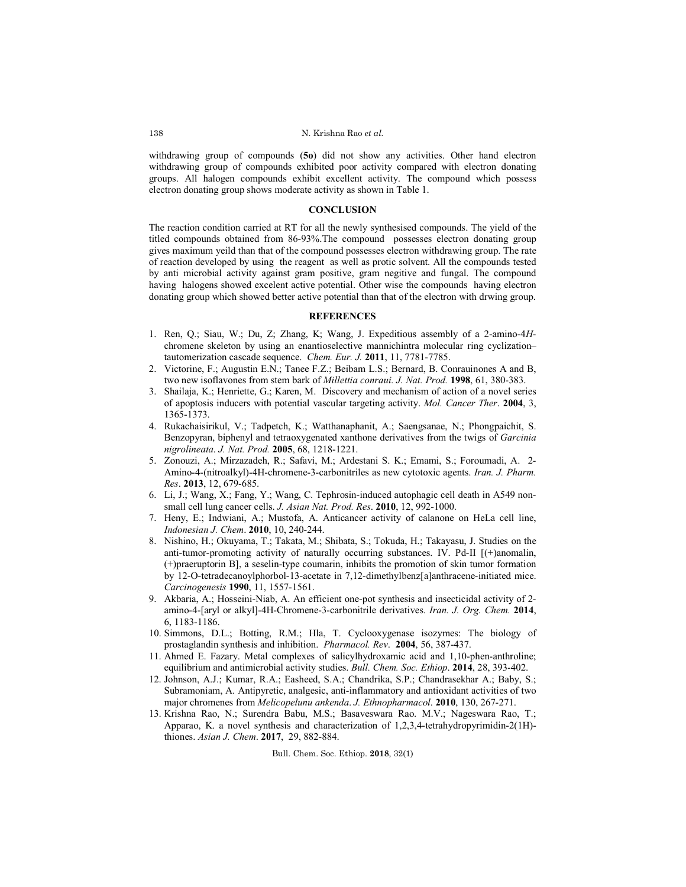withdrawing group of compounds (**5o**) did not show any activities. Other hand electron withdrawing group of compounds exhibited poor activity compared with electron donating groups. All halogen compounds exhibit excellent activity. The compound which possess electron donating group shows moderate activity as shown in Table 1.

## CONCLUSION

The reaction condition carried at RT for all the newly synthesised compounds. The yield of the titled compounds obtained from 86-93%.The compound possesses electron donating group gives maximum yeild than that of the compound possesses electron withdrawing group. The rate of reaction developed by using the reagent as well as protic solvent. All the compounds tested by anti microbial activity against gram positive, gram negitive and fungal. The compound having halogens showed excelent active potential. Other wise the compounds having electron donating group which showed better active potential than that of the electron with drwing group.

## REFERENCES

1. Ren, Q.; Siau, W.; Du, Z; Zhang, K; Wang, J. Expeditious assembly of a 2-amino-4*H*-chromene skeleton by using an enantioselective mannichintra molecular ring cyclization–tautomerization cascade sequence. *Chem. Eur. J.* **2011**, 11, 7781-7785.
2. Victorine, F.; Augustin E.N.; Tanee F.Z.; Beibam L.S.; Bernard, B. Conrauinones A and B, two new isoflavones from stem bark of *Millettia conraui. J. Nat. Prod.* **1998**, 61, 380-383.
3. Shailaja, K.; Henriette, G.; Karen, M. Discovery and mechanism of action of a novel series of apoptosis inducers with potential vascular targeting activity. *Mol. Cancer Ther*. **2004**, 3, 1365-1373.
4. Rukachaisirikul, V.; Tadpetch, K.; Watthanaphanit, A.; Saengsanae, N.; Phongpaichit, S. Benzopyran, biphenyl and tetraoxygenated xanthone derivatives from the twigs of *Garcinia nigrolineata*. *J. Nat. Prod.* **2005**, 68, 1218-1221.
5. Zonouzi, A.; Mirzazadeh, R.; Safavi, M.; Ardestani S. K.; Emami, S.; Foroumadi, A. 2-Amino-4-(nitroalkyl)-4H-chromene-3-carbonitriles as new cytotoxic agents. *Iran. J. Pharm. Res*. **2013**, 12, 679-685.
6. Li, J.; Wang, X.; Fang, Y.; Wang, C. Tephrosin-induced autophagic cell death in A549 non-small cell lung cancer cells. *J. Asian Nat. Prod. Res*. **2010**, 12, 992-1000.
7. Heny, E.; Indwiani, A.; Mustofa, A. Anticancer activity of calanone on HeLa cell line, *Indonesian J. Chem*. **2010**, 10, 240-244.
8. Nishino, H.; Okuyama, T.; Takata, M.; Shibata, S.; Tokuda, H.; Takayasu, J. Studies on the anti-tumor-promoting activity of naturally occurring substances. IV. Pd-II [(+)anomalin, (+)praeruptorin B], a seselin-type coumarin, inhibits the promotion of skin tumor formation by 12-O-tetradecanoylphorbol-13-acetate in 7,12-dimethylbenz[a]anthracene-initiated mice. *Carcinogenesis* **1990**, 11, 1557-1561.
9. Akbaria, A.; Hosseini-Niab, A. An efficient one-pot synthesis and insecticidal activity of 2-amino-4-[aryl or alkyl]-4H-Chromene-3-carbonitrile derivatives. *Iran. J. Org. Chem.* **2014**, 6, 1183-1186.
10. Simmons, D.L.; Botting, R.M.; Hla, T. Cyclooxygenase isozymes: The biology of prostaglandin synthesis and inhibition. *Pharmacol. Rev*. **2004**, 56, 387-437.
11. Ahmed E. Fazary. Metal complexes of salicylhydroxamic acid and 1,10-phen-anthroline; equilibrium and antimicrobial activity studies. *Bull. Chem. Soc. Ethiop*. **2014**, 28, 393-402.
12. Johnson, A.J.; Kumar, R.A.; Easheed, S.A.; Chandrika, S.P.; Chandrasekhar A.; Baby, S.; Subramoniam, A. Antipyretic, analgesic, anti-inflammatory and antioxidant activities of two major chromenes from *Melicopelunu ankenda*. *J. Ethnopharmacol*. **2010**, 130, 267-271.
13. Krishna Rao, N.; Surendra Babu, M.S.; Basaveswara Rao. M.V.; Nageswara Rao, T.; Apparao, K. a novel synthesis and characterization of 1,2,3,4-tetrahydropyrimidin-2(1H)-thiones. *Asian J. Chem*. **2017**, 29, 882-884.